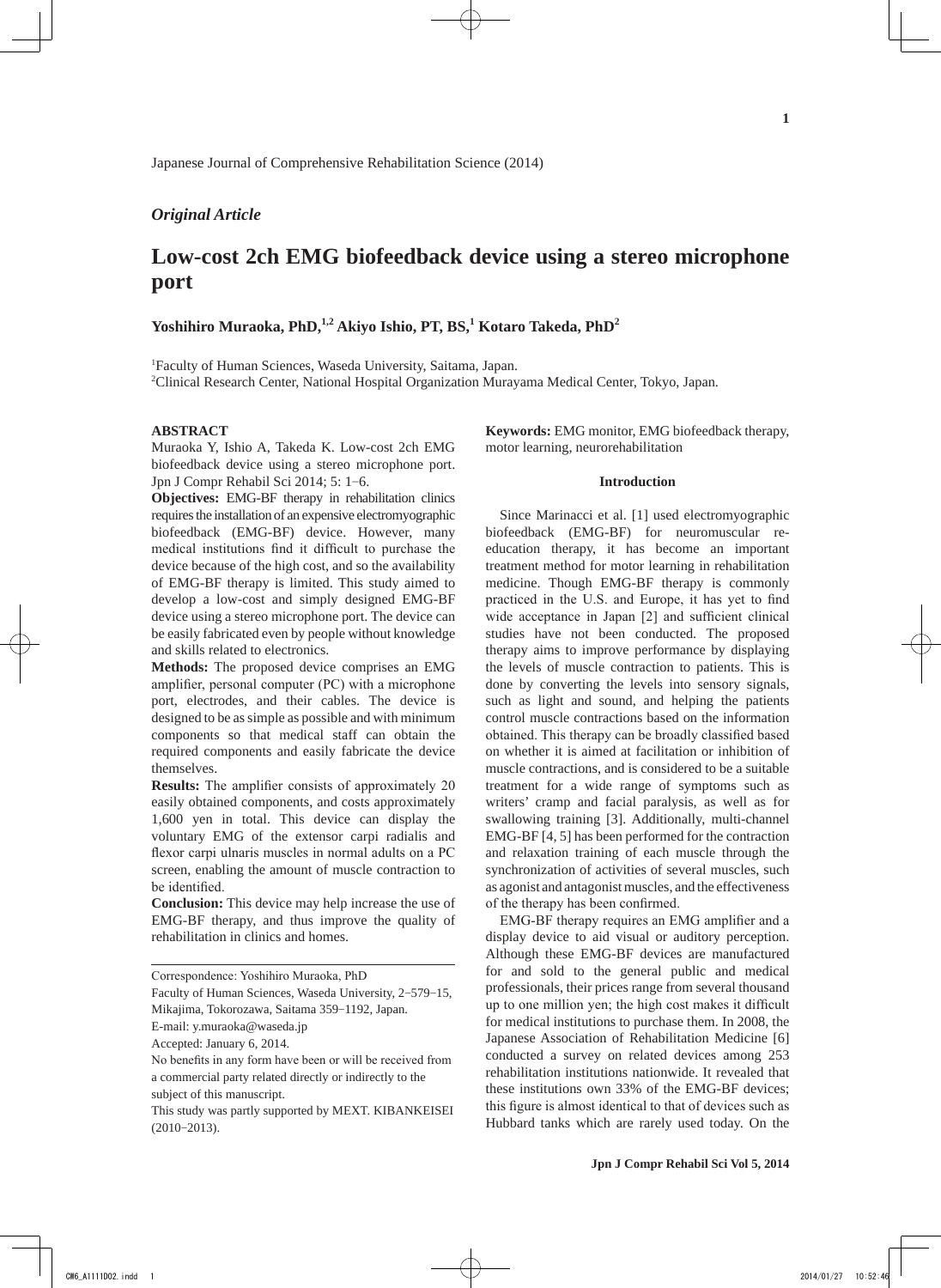Japanese Journal of Comprehensive Rehabilitation Science (2014)

*Original Article*

# Low-cost 2ch EMG biofeedback device using a stereo microphone port

**Yoshihiro Muraoka, PhD,[1,2] Akiyo Ishio, PT, BS,[1] Kotaro Takeda, PhD[2]**

[1]Faculty of Human Sciences, Waseda University, Saitama, Japan.
[2]Clinical Research Center, National Hospital Organization Murayama Medical Center, Tokyo, Japan.

**ABSTRACT**

Muraoka Y, Ishio A, Takeda K. Low-cost 2ch EMG biofeedback device using a stereo microphone port. Jpn J Compr Rehabil Sci 2014; 5: 1–6.

**Objectives:** EMG-BF therapy in rehabilitation clinics requires the installation of an expensive electromyographic biofeedback (EMG-BF) device. However, many medical institutions find it difficult to purchase the device because of the high cost, and so the availability of EMG-BF therapy is limited. This study aimed to develop a low-cost and simply designed EMG-BF device using a stereo microphone port. The device can be easily fabricated even by people without knowledge and skills related to electronics.

**Methods:** The proposed device comprises an EMG amplifier, personal computer (PC) with a microphone port, electrodes, and their cables. The device is designed to be as simple as possible and with minimum components so that medical staff can obtain the required components and easily fabricate the device themselves.

**Results:** The amplifier consists of approximately 20 easily obtained components, and costs approximately 1,600 yen in total. This device can display the voluntary EMG of the extensor carpi radialis and flexor carpi ulnaris muscles in normal adults on a PC screen, enabling the amount of muscle contraction to be identified.

**Conclusion:** This device may help increase the use of EMG-BF therapy, and thus improve the quality of rehabilitation in clinics and homes.

**Keywords:** EMG monitor, EMG biofeedback therapy, motor learning, neurorehabilitation

---

Correspondence: Yoshihiro Muraoka, PhD
Faculty of Human Sciences, Waseda University, 2−579−15, Mikajima, Tokorozawa, Saitama 359−1192, Japan.
E-mail: y.muraoka@waseda.jp
Accepted: January 6, 2014.
No benefits in any form have been or will be received from a commercial party related directly or indirectly to the subject of this manuscript.
This study was partly supported by MEXT. KIBANKEISEI (2010−2013).

## Introduction

Since Marinacci et al. [1] used electromyographic biofeedback (EMG-BF) for neuromuscular re-education therapy, it has become an important treatment method for motor learning in rehabilitation medicine. Though EMG-BF therapy is commonly practiced in the U.S. and Europe, it has yet to find wide acceptance in Japan [2] and sufficient clinical studies have not been conducted. The proposed therapy aims to improve performance by displaying the levels of muscle contraction to patients. This is done by converting the levels into sensory signals, such as light and sound, and helping the patients control muscle contractions based on the information obtained. This therapy can be broadly classified based on whether it is aimed at facilitation or inhibition of muscle contractions, and is considered to be a suitable treatment for a wide range of symptoms such as writers' cramp and facial paralysis, as well as for swallowing training [3]. Additionally, multi-channel EMG-BF [4, 5] has been performed for the contraction and relaxation training of each muscle through the synchronization of activities of several muscles, such as agonist and antagonist muscles, and the effectiveness of the therapy has been confirmed.

EMG-BF therapy requires an EMG amplifier and a display device to aid visual or auditory perception. Although these EMG-BF devices are manufactured for and sold to the general public and medical professionals, their prices range from several thousand up to one million yen; the high cost makes it difficult for medical institutions to purchase them. In 2008, the Japanese Association of Rehabilitation Medicine [6] conducted a survey on related devices among 253 rehabilitation institutions nationwide. It revealed that these institutions own 33% of the EMG-BF devices; this figure is almost identical to that of devices such as Hubbard tanks which are rarely used today. On the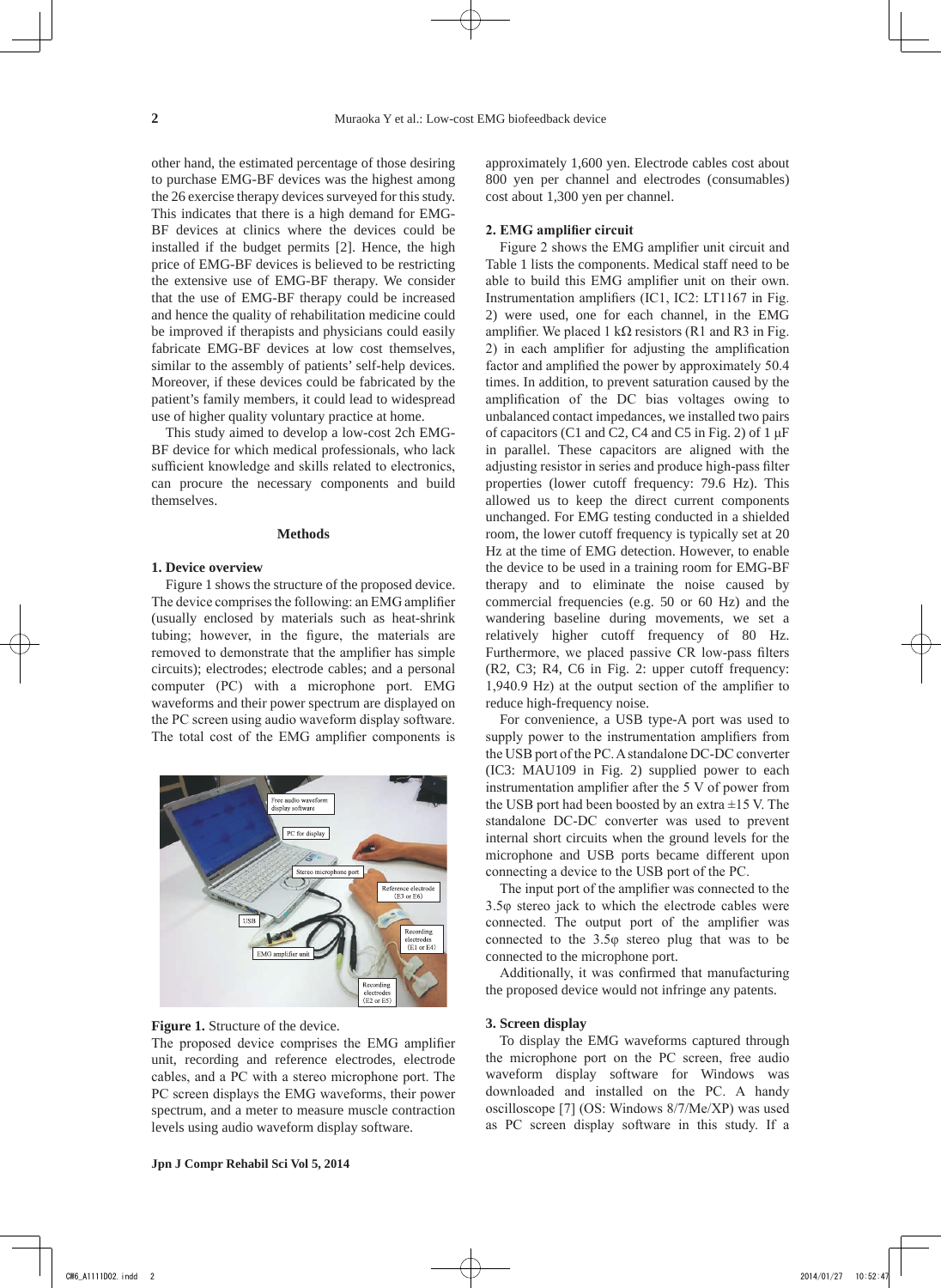other hand, the estimated percentage of those desiring to purchase EMG-BF devices was the highest among the 26 exercise therapy devices surveyed for this study. This indicates that there is a high demand for EMG-BF devices at clinics where the devices could be installed if the budget permits [2]. Hence, the high price of EMG-BF devices is believed to be restricting the extensive use of EMG-BF therapy. We consider that the use of EMG-BF therapy could be increased and hence the quality of rehabilitation medicine could be improved if therapists and physicians could easily fabricate EMG-BF devices at low cost themselves, similar to the assembly of patients' self-help devices. Moreover, if these devices could be fabricated by the patient's family members, it could lead to widespread use of higher quality voluntary practice at home.

This study aimed to develop a low-cost 2ch EMG-BF device for which medical professionals, who lack sufficient knowledge and skills related to electronics, can procure the necessary components and build themselves.

## Methods

### 1. Device overview

Figure 1 shows the structure of the proposed device. The device comprises the following: an EMG amplifier (usually enclosed by materials such as heat-shrink tubing; however, in the figure, the materials are removed to demonstrate that the amplifier has simple circuits); electrodes; electrode cables; and a personal computer (PC) with a microphone port. EMG waveforms and their power spectrum are displayed on the PC screen using audio waveform display software. The total cost of the EMG amplifier components is approximately 1,600 yen. Electrode cables cost about 800 yen per channel and electrodes (consumables) cost about 1,300 yen per channel.

**Figure 1.** Structure of the device.
The proposed device comprises the EMG amplifier unit, recording and reference electrodes, electrode cables, and a PC with a stereo microphone port. The PC screen displays the EMG waveforms, their power spectrum, and a meter to measure muscle contraction levels using audio waveform display software.

### 2. EMG amplifier circuit

Figure 2 shows the EMG amplifier unit circuit and Table 1 lists the components. Medical staff need to be able to build this EMG amplifier unit on their own. Instrumentation amplifiers (IC1, IC2: LT1167 in Fig. 2) were used, one for each channel, in the EMG amplifier. We placed 1 kΩ resistors (R1 and R3 in Fig. 2) in each amplifier for adjusting the amplification factor and amplified the power by approximately 50.4 times. In addition, to prevent saturation caused by the amplification of the DC bias voltages owing to unbalanced contact impedances, we installed two pairs of capacitors (C1 and C2, C4 and C5 in Fig. 2) of 1 μF in parallel. These capacitors are aligned with the adjusting resistor in series and produce high-pass filter properties (lower cutoff frequency: 79.6 Hz). This allowed us to keep the direct current components unchanged. For EMG testing conducted in a shielded room, the lower cutoff frequency is typically set at 20 Hz at the time of EMG detection. However, to enable the device to be used in a training room for EMG-BF therapy and to eliminate the noise caused by commercial frequencies (e.g. 50 or 60 Hz) and the wandering baseline during movements, we set a relatively higher cutoff frequency of 80 Hz. Furthermore, we placed passive CR low-pass filters (R2, C3; R4, C6 in Fig. 2: upper cutoff frequency: 1,940.9 Hz) at the output section of the amplifier to reduce high-frequency noise.

For convenience, a USB type-A port was used to supply power to the instrumentation amplifiers from the USB port of the PC. A standalone DC-DC converter (IC3: MAU109 in Fig. 2) supplied power to each instrumentation amplifier after the 5 V of power from the USB port had been boosted by an extra ±15 V. The standalone DC-DC converter was used to prevent internal short circuits when the ground levels for the microphone and USB ports became different upon connecting a device to the USB port of the PC.

The input port of the amplifier was connected to the 3.5φ stereo jack to which the electrode cables were connected. The output port of the amplifier was connected to the 3.5φ stereo plug that was to be connected to the microphone port.

Additionally, it was confirmed that manufacturing the proposed device would not infringe any patents.

### 3. Screen display

To display the EMG waveforms captured through the microphone port on the PC screen, free audio waveform display software for Windows was downloaded and installed on the PC. A handy oscilloscope [7] (OS: Windows 8/7/Me/XP) was used as PC screen display software in this study. If a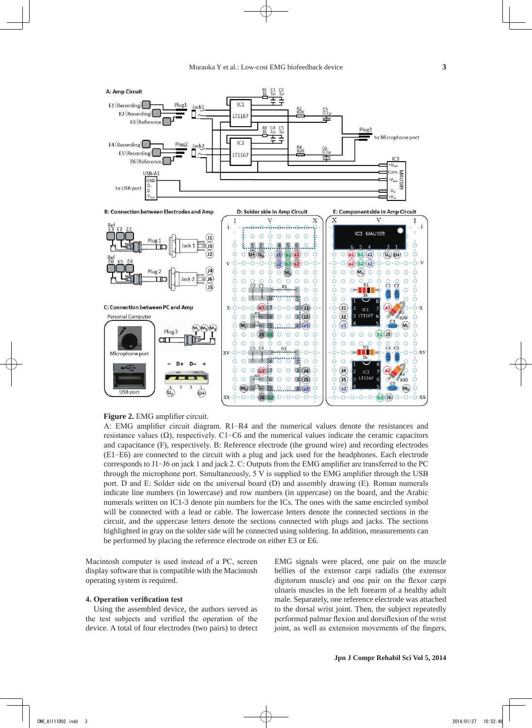**Figure 2.** EMG amplifier circuit.

A: EMG amplifier circuit diagram. R1−R4 and the numerical values denote the resistances and resistance values (Ω), respectively. C1−C6 and the numerical values indicate the ceramic capacitors and capacitance (F), respectively. B: Reference electrode (the ground wire) and recording electrodes (E1−E6) are connected to the circuit with a plug and jack used for the headphones. Each electrode corresponds to J1−J6 on jack 1 and jack 2. C: Outputs from the EMG amplifier are transferred to the PC through the microphone port. Simultaneously, 5 V is supplied to the EMG amplifier through the USB port. D and E: Solder side on the universal board (D) and assembly drawing (E). Roman numerals indicate line numbers (in lowercase) and row numbers (in uppercase) on the board, and the Arabic numerals written on IC1-3 denote pin numbers for the ICs. The ones with the same encircled symbol will be connected with a lead or cable. The lowercase letters denote the connected sections in the circuit, and the uppercase letters denote the sections connected with plugs and jacks. The sections highlighted in gray on the solder side will be connected using soldering. In addition, measurements can be performed by placing the reference electrode on either E3 or E6.

Macintosh computer is used instead of a PC, screen display software that is compatible with the Macintosh operating system is required.

### 4. Operation verification test

Using the assembled device, the authors served as the test subjects and verified the operation of the device. A total of four electrodes (two pairs) to detect EMG signals were placed, one pair on the muscle bellies of the extensor carpi radialis (the extensor digitorum muscle) and one pair on the flexor carpi ulnaris muscles in the left forearm of a healthy adult male. Separately, one reference electrode was attached to the dorsal wrist joint. Then, the subject repeatedly performed palmar flexion and dorsiflexion of the wrist joint, as well as extension movements of the fingers,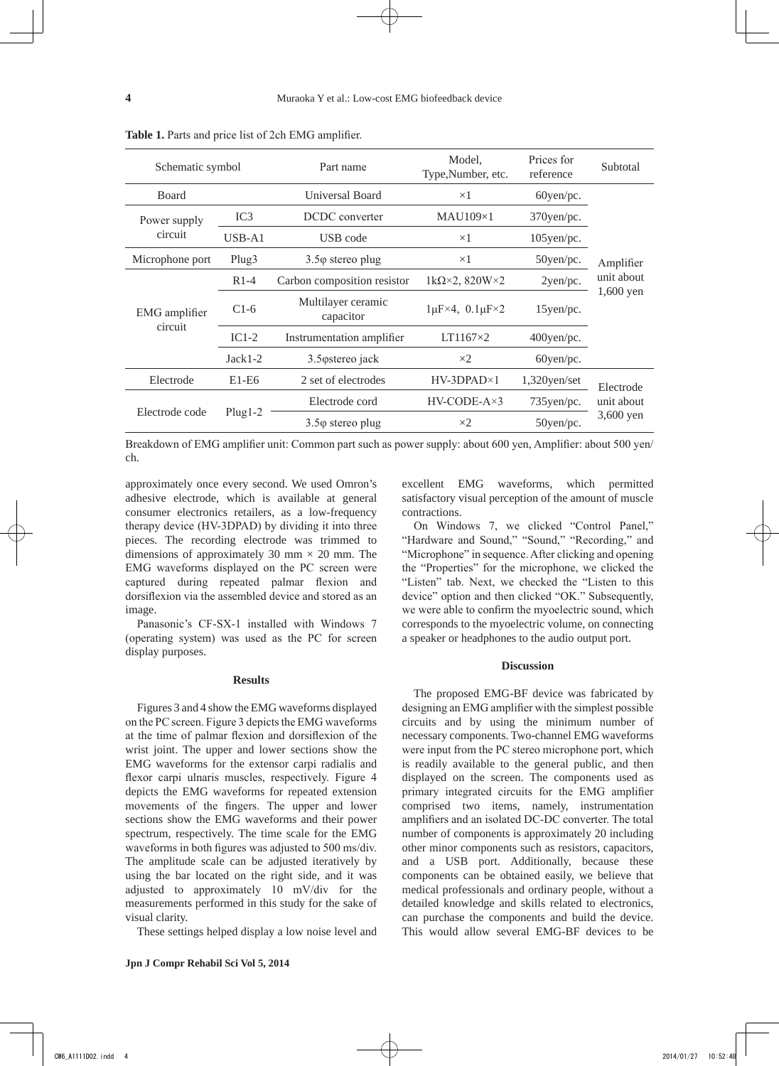**Table 1.** Parts and price list of 2ch EMG amplifier.

| Schematic symbol | | Part name | Model, Type,Number, etc. | Prices for reference | Subtotal |
|---|---|---|---|---|---|
| Board | | Universal Board | ×1 | 60yen/pc. | Amplifier unit about 1,600 yen |
| Power supply circuit | IC3 | DCDC converter | MAU109×1 | 370yen/pc. | |
| | USB-A1 | USB code | ×1 | 105yen/pc. | |
| Microphone port | Plug3 | 3.5φ stereo plug | ×1 | 50yen/pc. | |
| EMG amplifier circuit | R1-4 | Carbon composition resistor | 1kΩ×2, 820W×2 | 2yen/pc. | |
| | C1-6 | Multilayer ceramic capacitor | 1μF×4, 0.1μF×2 | 15yen/pc. | |
| | IC1-2 | Instrumentation amplifier | LT1167×2 | 400yen/pc. | |
| | Jack1-2 | 3.5φstereo jack | ×2 | 60yen/pc. | |
| Electrode | E1-E6 | 2 set of electrodes | HV-3DPAD×1 | 1,320yen/set | Electrode unit about 3,600 yen |
| Electrode code | Plug1-2 | Electrode cord | HV-CODE-A×3 | 735yen/pc. | |
| | | 3.5φ stereo plug | ×2 | 50yen/pc. | |

Breakdown of EMG amplifier unit: Common part such as power supply: about 600 yen, Amplifier: about 500 yen/ch.

approximately once every second. We used Omron's adhesive electrode, which is available at general consumer electronics retailers, as a low-frequency therapy device (HV-3DPAD) by dividing it into three pieces. The recording electrode was trimmed to dimensions of approximately 30 mm × 20 mm. The EMG waveforms displayed on the PC screen were captured during repeated palmar flexion and dorsiflexion via the assembled device and stored as an image.

Panasonic's CF-SX-1 installed with Windows 7 (operating system) was used as the PC for screen display purposes.

## Results

Figures 3 and 4 show the EMG waveforms displayed on the PC screen. Figure 3 depicts the EMG waveforms at the time of palmar flexion and dorsiflexion of the wrist joint. The upper and lower sections show the EMG waveforms for the extensor carpi radialis and flexor carpi ulnaris muscles, respectively. Figure 4 depicts the EMG waveforms for repeated extension movements of the fingers. The upper and lower sections show the EMG waveforms and their power spectrum, respectively. The time scale for the EMG waveforms in both figures was adjusted to 500 ms/div. The amplitude scale can be adjusted iteratively by using the bar located on the right side, and it was adjusted to approximately 10 mV/div for the measurements performed in this study for the sake of visual clarity.

These settings helped display a low noise level and excellent EMG waveforms, which permitted satisfactory visual perception of the amount of muscle contractions.

On Windows 7, we clicked "Control Panel," "Hardware and Sound," "Sound," "Recording," and "Microphone" in sequence. After clicking and opening the "Properties" for the microphone, we clicked the "Listen" tab. Next, we checked the "Listen to this device" option and then clicked "OK." Subsequently, we were able to confirm the myoelectric sound, which corresponds to the myoelectric volume, on connecting a speaker or headphones to the audio output port.

## Discussion

The proposed EMG-BF device was fabricated by designing an EMG amplifier with the simplest possible circuits and by using the minimum number of necessary components. Two-channel EMG waveforms were input from the PC stereo microphone port, which is readily available to the general public, and then displayed on the screen. The components used as primary integrated circuits for the EMG amplifier comprised two items, namely, instrumentation amplifiers and an isolated DC-DC converter. The total number of components is approximately 20 including other minor components such as resistors, capacitors, and a USB port. Additionally, because these components can be obtained easily, we believe that medical professionals and ordinary people, without a detailed knowledge and skills related to electronics, can purchase the components and build the device. This would allow several EMG-BF devices to be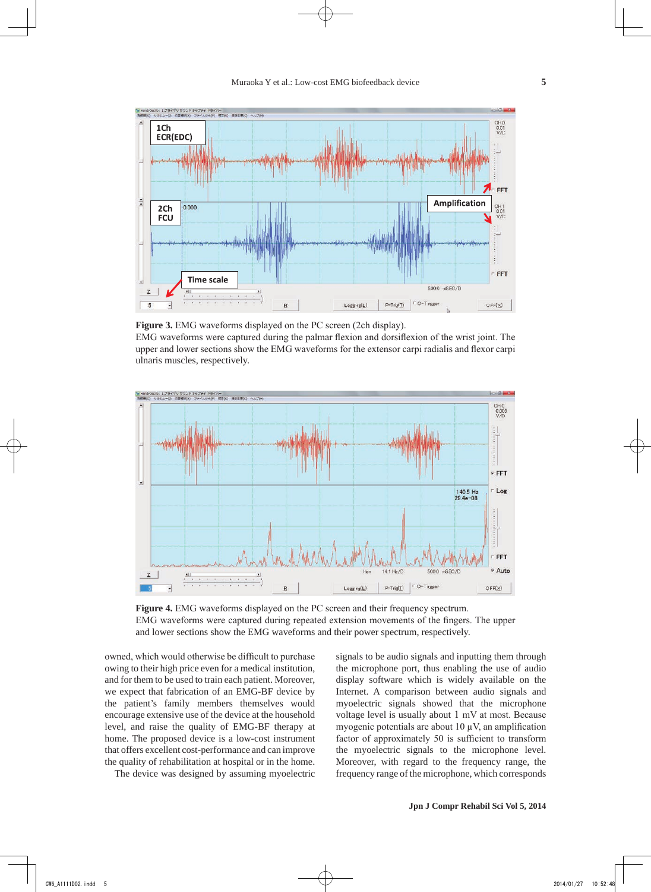**Figure 3.** EMG waveforms displayed on the PC screen (2ch display).
EMG waveforms were captured during the palmar flexion and dorsiflexion of the wrist joint. The upper and lower sections show the EMG waveforms for the extensor carpi radialis and flexor carpi ulnaris muscles, respectively.

**Figure 4.** EMG waveforms displayed on the PC screen and their frequency spectrum.
EMG waveforms were captured during repeated extension movements of the fingers. The upper and lower sections show the EMG waveforms and their power spectrum, respectively.

owned, which would otherwise be difficult to purchase owing to their high price even for a medical institution, and for them to be used to train each patient. Moreover, we expect that fabrication of an EMG-BF device by the patient's family members themselves would encourage extensive use of the device at the household level, and raise the quality of EMG-BF therapy at home. The proposed device is a low-cost instrument that offers excellent cost-performance and can improve the quality of rehabilitation at hospital or in the home.

The device was designed by assuming myoelectric signals to be audio signals and inputting them through the microphone port, thus enabling the use of audio display software which is widely available on the Internet. A comparison between audio signals and myoelectric signals showed that the microphone voltage level is usually about 1 mV at most. Because myogenic potentials are about 10 µV, an amplification factor of approximately 50 is sufficient to transform the myoelectric signals to the microphone level. Moreover, with regard to the frequency range, the frequency range of the microphone, which corresponds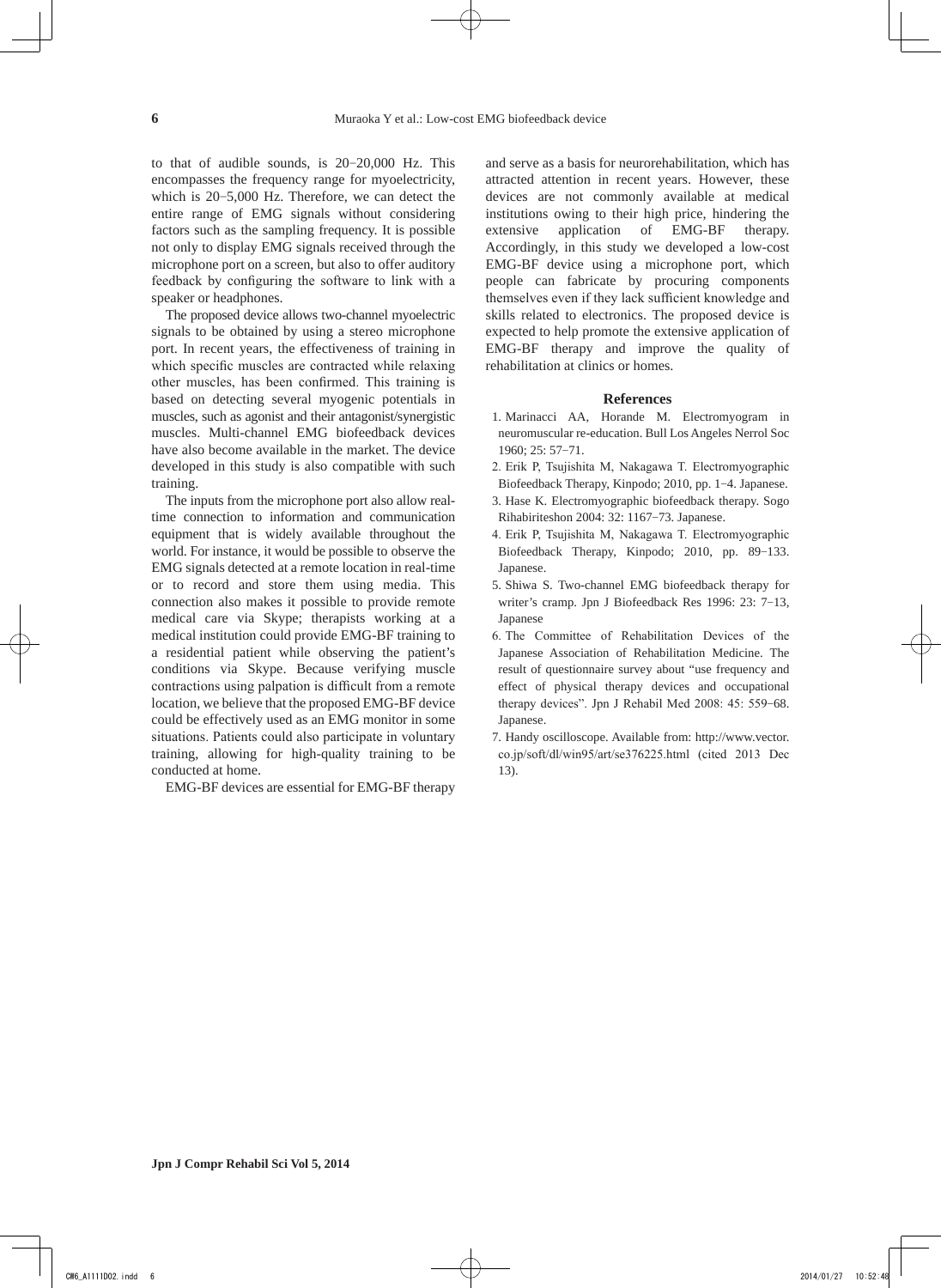to that of audible sounds, is 20–20,000 Hz. This encompasses the frequency range for myoelectricity, which is 20–5,000 Hz. Therefore, we can detect the entire range of EMG signals without considering factors such as the sampling frequency. It is possible not only to display EMG signals received through the microphone port on a screen, but also to offer auditory feedback by configuring the software to link with a speaker or headphones.

The proposed device allows two-channel myoelectric signals to be obtained by using a stereo microphone port. In recent years, the effectiveness of training in which specific muscles are contracted while relaxing other muscles, has been confirmed. This training is based on detecting several myogenic potentials in muscles, such as agonist and their antagonist/synergistic muscles. Multi-channel EMG biofeedback devices have also become available in the market. The device developed in this study is also compatible with such training.

The inputs from the microphone port also allow real-time connection to information and communication equipment that is widely available throughout the world. For instance, it would be possible to observe the EMG signals detected at a remote location in real-time or to record and store them using media. This connection also makes it possible to provide remote medical care via Skype; therapists working at a medical institution could provide EMG-BF training to a residential patient while observing the patient's conditions via Skype. Because verifying muscle contractions using palpation is difficult from a remote location, we believe that the proposed EMG-BF device could be effectively used as an EMG monitor in some situations. Patients could also participate in voluntary training, allowing for high-quality training to be conducted at home.

EMG-BF devices are essential for EMG-BF therapy and serve as a basis for neurorehabilitation, which has attracted attention in recent years. However, these devices are not commonly available at medical institutions owing to their high price, hindering the extensive application of EMG-BF therapy. Accordingly, in this study we developed a low-cost EMG-BF device using a microphone port, which people can fabricate by procuring components themselves even if they lack sufficient knowledge and skills related to electronics. The proposed device is expected to help promote the extensive application of EMG-BF therapy and improve the quality of rehabilitation at clinics or homes.

## References

1. Marinacci AA, Horande M. Electromyogram in neuromuscular re-education. Bull Los Angeles Nerrol Soc 1960; 25: 57–71.
2. Erik P, Tsujishita M, Nakagawa T. Electromyographic Biofeedback Therapy, Kinpodo; 2010, pp. 1–4. Japanese.
3. Hase K. Electromyographic biofeedback therapy. Sogo Rihabiriteshon 2004: 32: 1167–73. Japanese.
4. Erik P, Tsujishita M, Nakagawa T. Electromyographic Biofeedback Therapy, Kinpodo; 2010, pp. 89–133. Japanese.
5. Shiwa S. Two-channel EMG biofeedback therapy for writer's cramp. Jpn J Biofeedback Res 1996: 23: 7–13, Japanese
6. The Committee of Rehabilitation Devices of the Japanese Association of Rehabilitation Medicine. The result of questionnaire survey about "use frequency and effect of physical therapy devices and occupational therapy devices". Jpn J Rehabil Med 2008: 45: 559–68. Japanese.
7. Handy oscilloscope. Available from: http://www.vector.co.jp/soft/dl/win95/art/se376225.html (cited 2013 Dec 13).